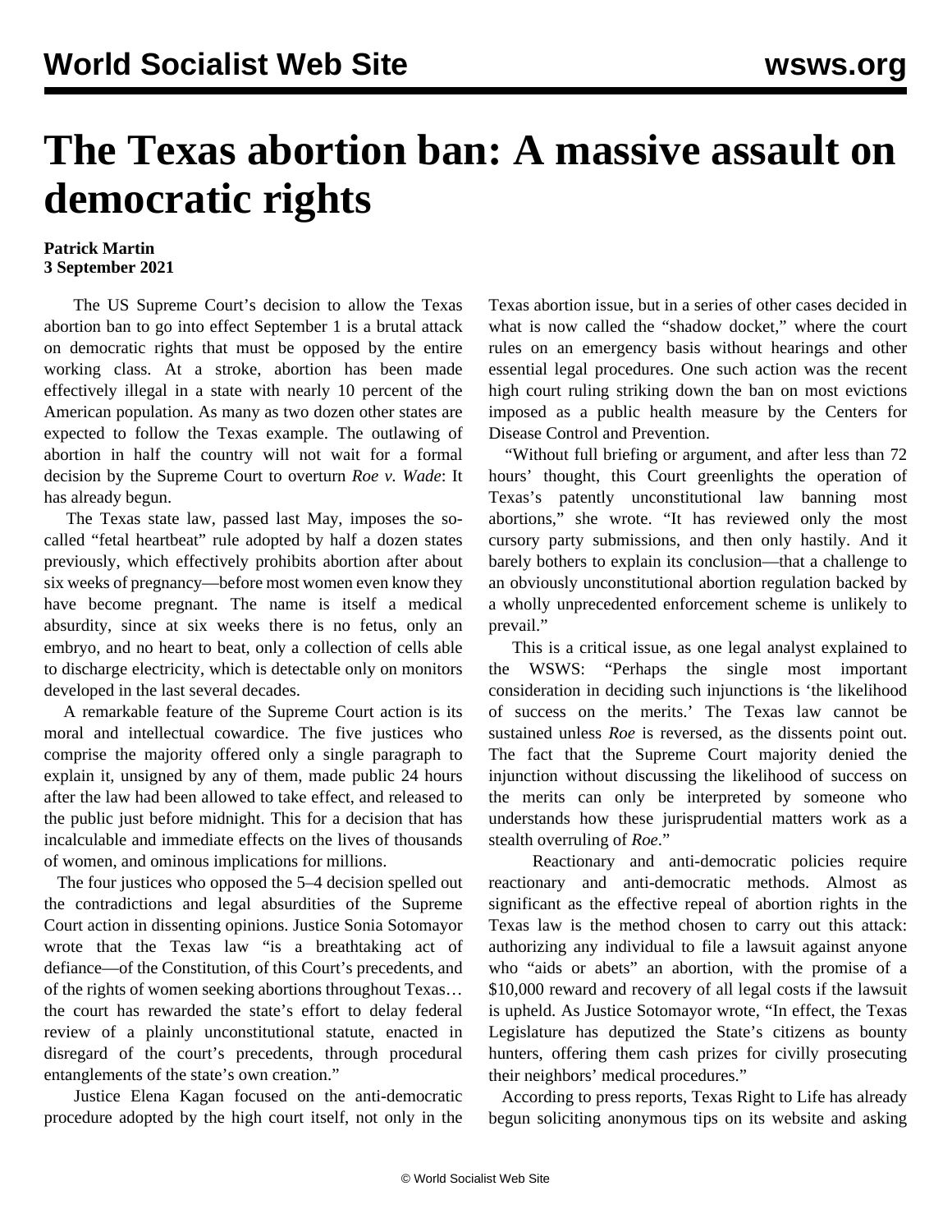# The Texas abortion ban: A massive assault on democratic rights

**Patrick Martin**
**3 September 2021**

The US Supreme Court's decision to allow the Texas abortion ban to go into effect September 1 is a brutal attack on democratic rights that must be opposed by the entire working class. At a stroke, abortion has been made effectively illegal in a state with nearly 10 percent of the American population. As many as two dozen other states are expected to follow the Texas example. The outlawing of abortion in half the country will not wait for a formal decision by the Supreme Court to overturn *Roe v. Wade*: It has already begun.

The Texas state law, passed last May, imposes the so-called "fetal heartbeat" rule adopted by half a dozen states previously, which effectively prohibits abortion after about six weeks of pregnancy—before most women even know they have become pregnant. The name is itself a medical absurdity, since at six weeks there is no fetus, only an embryo, and no heart to beat, only a collection of cells able to discharge electricity, which is detectable only on monitors developed in the last several decades.

A remarkable feature of the Supreme Court action is its moral and intellectual cowardice. The five justices who comprise the majority offered only a single paragraph to explain it, unsigned by any of them, made public 24 hours after the law had been allowed to take effect, and released to the public just before midnight. This for a decision that has incalculable and immediate effects on the lives of thousands of women, and ominous implications for millions.

The four justices who opposed the 5–4 decision spelled out the contradictions and legal absurdities of the Supreme Court action in dissenting opinions. Justice Sonia Sotomayor wrote that the Texas law "is a breathtaking act of defiance—of the Constitution, of this Court's precedents, and of the rights of women seeking abortions throughout Texas… the court has rewarded the state's effort to delay federal review of a plainly unconstitutional statute, enacted in disregard of the court's precedents, through procedural entanglements of the state's own creation."

Justice Elena Kagan focused on the anti-democratic procedure adopted by the high court itself, not only in the Texas abortion issue, but in a series of other cases decided in what is now called the "shadow docket," where the court rules on an emergency basis without hearings and other essential legal procedures. One such action was the recent high court ruling striking down the ban on most evictions imposed as a public health measure by the Centers for Disease Control and Prevention.

"Without full briefing or argument, and after less than 72 hours' thought, this Court greenlights the operation of Texas's patently unconstitutional law banning most abortions," she wrote. "It has reviewed only the most cursory party submissions, and then only hastily. And it barely bothers to explain its conclusion—that a challenge to an obviously unconstitutional abortion regulation backed by a wholly unprecedented enforcement scheme is unlikely to prevail."

This is a critical issue, as one legal analyst explained to the WSWS: "Perhaps the single most important consideration in deciding such injunctions is 'the likelihood of success on the merits.' The Texas law cannot be sustained unless *Roe* is reversed, as the dissents point out. The fact that the Supreme Court majority denied the injunction without discussing the likelihood of success on the merits can only be interpreted by someone who understands how these jurisprudential matters work as a stealth overruling of *Roe*."

Reactionary and anti-democratic policies require reactionary and anti-democratic methods. Almost as significant as the effective repeal of abortion rights in the Texas law is the method chosen to carry out this attack: authorizing any individual to file a lawsuit against anyone who "aids or abets" an abortion, with the promise of a $10,000 reward and recovery of all legal costs if the lawsuit is upheld. As Justice Sotomayor wrote, "In effect, the Texas Legislature has deputized the State's citizens as bounty hunters, offering them cash prizes for civilly prosecuting their neighbors' medical procedures."

According to press reports, Texas Right to Life has already begun soliciting anonymous tips on its website and asking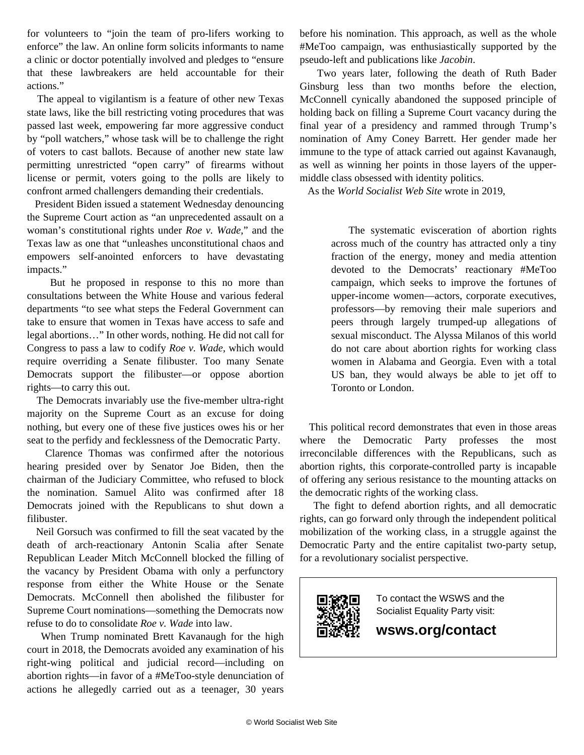for volunteers to "join the team of pro-lifers working to enforce" the law. An online form solicits informants to name a clinic or doctor potentially involved and pledges to "ensure that these lawbreakers are held accountable for their actions."

The appeal to vigilantism is a feature of other new Texas state laws, like the bill restricting voting procedures that was passed last week, empowering far more aggressive conduct by "poll watchers," whose task will be to challenge the right of voters to cast ballots. Because of another new state law permitting unrestricted "open carry" of firearms without license or permit, voters going to the polls are likely to confront armed challengers demanding their credentials.

President Biden issued a statement Wednesday denouncing the Supreme Court action as "an unprecedented assault on a woman's constitutional rights under *Roe v. Wade*," and the Texas law as one that "unleashes unconstitutional chaos and empowers self-anointed enforcers to have devastating impacts."

But he proposed in response to this no more than consultations between the White House and various federal departments "to see what steps the Federal Government can take to ensure that women in Texas have access to safe and legal abortions…" In other words, nothing. He did not call for Congress to pass a law to codify *Roe v. Wade*, which would require overriding a Senate filibuster. Too many Senate Democrats support the filibuster—or oppose abortion rights—to carry this out.

The Democrats invariably use the five-member ultra-right majority on the Supreme Court as an excuse for doing nothing, but every one of these five justices owes his or her seat to the perfidy and fecklessness of the Democratic Party.

Clarence Thomas was confirmed after the notorious hearing presided over by Senator Joe Biden, then the chairman of the Judiciary Committee, who refused to block the nomination. Samuel Alito was confirmed after 18 Democrats joined with the Republicans to shut down a filibuster.

Neil Gorsuch was confirmed to fill the seat vacated by the death of arch-reactionary Antonin Scalia after Senate Republican Leader Mitch McConnell blocked the filling of the vacancy by President Obama with only a perfunctory response from either the White House or the Senate Democrats. McConnell then abolished the filibuster for Supreme Court nominations—something the Democrats now refuse to do to consolidate *Roe v. Wade* into law.

When Trump nominated Brett Kavanaugh for the high court in 2018, the Democrats avoided any examination of his right-wing political and judicial record—including on abortion rights—in favor of a #MeToo-style denunciation of actions he allegedly carried out as a teenager, 30 years before his nomination. This approach, as well as the whole #MeToo campaign, was enthusiastically supported by the pseudo-left and publications like *Jacobin*.

Two years later, following the death of Ruth Bader Ginsburg less than two months before the election, McConnell cynically abandoned the supposed principle of holding back on filling a Supreme Court vacancy during the final year of a presidency and rammed through Trump's nomination of Amy Coney Barrett. Her gender made her immune to the type of attack carried out against Kavanaugh, as well as winning her points in those layers of the upper-middle class obsessed with identity politics.

As the *World Socialist Web Site* wrote in 2019,

> The systematic evisceration of abortion rights across much of the country has attracted only a tiny fraction of the energy, money and media attention devoted to the Democrats' reactionary #MeToo campaign, which seeks to improve the fortunes of upper-income women—actors, corporate executives, professors—by removing their male superiors and peers through largely trumped-up allegations of sexual misconduct. The Alyssa Milanos of this world do not care about abortion rights for working class women in Alabama and Georgia. Even with a total US ban, they would always be able to jet off to Toronto or London.

This political record demonstrates that even in those areas where the Democratic Party professes the most irreconcilable differences with the Republicans, such as abortion rights, this corporate-controlled party is incapable of offering any serious resistance to the mounting attacks on the democratic rights of the working class.

The fight to defend abortion rights, and all democratic rights, can go forward only through the independent political mobilization of the working class, in a struggle against the Democratic Party and the entire capitalist two-party setup, for a revolutionary socialist perspective.

To contact the WSWS and the Socialist Equality Party visit:

**wsws.org/contact**